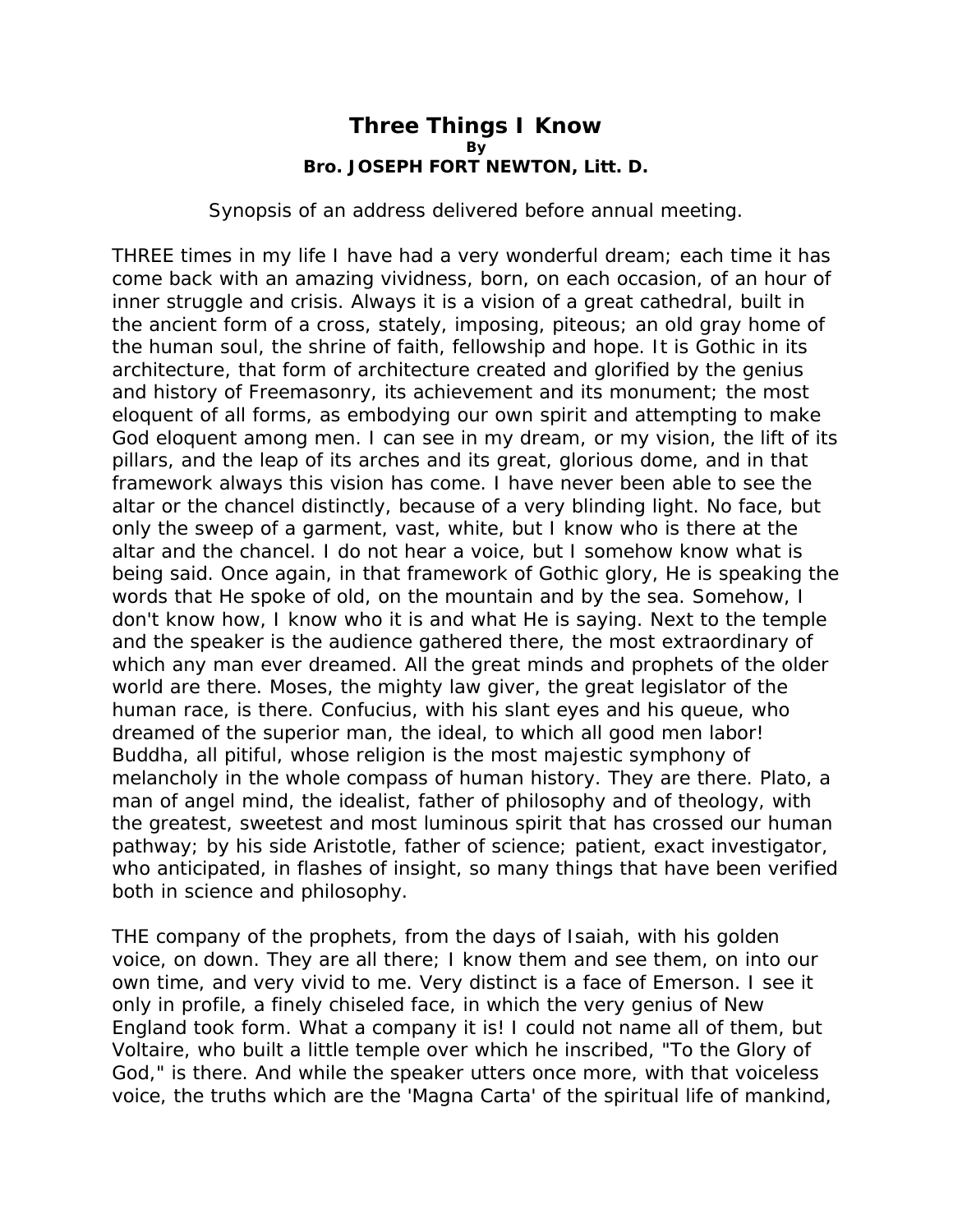# Three Things I Know

**By**

**Bro. JOSEPH FORT NEWTON, Litt. D.**

Synopsis of an address delivered before annual meeting.

THREE times in my life I have had a very wonderful dream; each time it has come back with an amazing vividness, born, on each occasion, of an hour of inner struggle and crisis. Always it is a vision of a great cathedral, built in the ancient form of a cross, stately, imposing, piteous; an old gray home of the human soul, the shrine of faith, fellowship and hope. It is Gothic in its architecture, that form of architecture created and glorified by the genius and history of Freemasonry, its achievement and its monument; the most eloquent of all forms, as embodying our own spirit and attempting to make God eloquent among men. I can see in my dream, or my vision, the lift of its pillars, and the leap of its arches and its great, glorious dome, and in that framework always this vision has come. I have never been able to see the altar or the chancel distinctly, because of a very blinding light. No face, but only the sweep of a garment, vast, white, but I know who is there at the altar and the chancel. I do not hear a voice, but I somehow know what is being said. Once again, in that framework of Gothic glory, He is speaking the words that He spoke of old, on the mountain and by the sea. Somehow, I don't know how, I know who it is and what He is saying. Next to the temple and the speaker is the audience gathered there, the most extraordinary of which any man ever dreamed. All the great minds and prophets of the older world are there. Moses, the mighty law giver, the great legislator of the human race, is there. Confucius, with his slant eyes and his queue, who dreamed of the superior man, the ideal, to which all good men labor! Buddha, all pitiful, whose religion is the most majestic symphony of melancholy in the whole compass of human history. They are there. Plato, a man of angel mind, the idealist, father of philosophy and of theology, with the greatest, sweetest and most luminous spirit that has crossed our human pathway; by his side Aristotle, father of science; patient, exact investigator, who anticipated, in flashes of insight, so many things that have been verified both in science and philosophy.

THE company of the prophets, from the days of Isaiah, with his golden voice, on down. They are all there; I know them and see them, on into our own time, and very vivid to me. Very distinct is a face of Emerson. I see it only in profile, a finely chiseled face, in which the very genius of New England took form. What a company it is! I could not name all of them, but Voltaire, who built a little temple over which he inscribed, "To the Glory of God," is there. And while the speaker utters once more, with that voiceless voice, the truths which are the 'Magna Carta' of the spiritual life of mankind,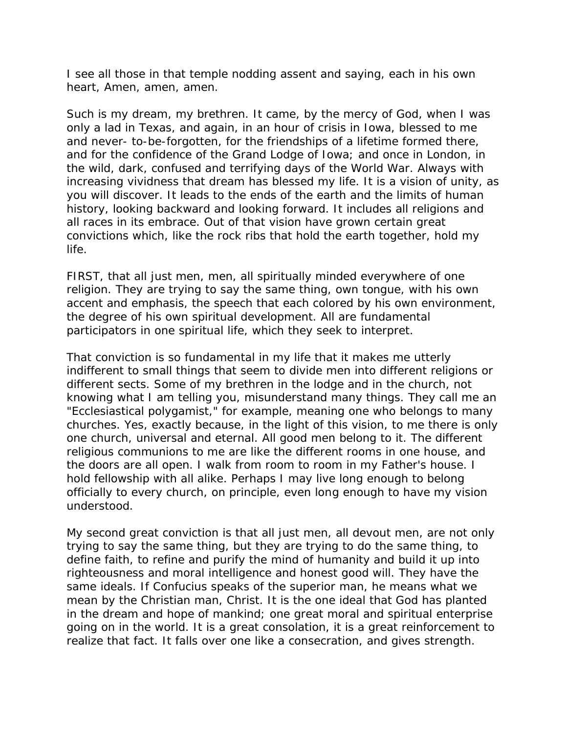I see all those in that temple nodding assent and saying, each in his own heart, Amen, amen, amen.

Such is my dream, my brethren. It came, by the mercy of God, when I was only a lad in Texas, and again, in an hour of crisis in Iowa, blessed to me and never- to-be-forgotten, for the friendships of a lifetime formed there, and for the confidence of the Grand Lodge of Iowa; and once in London, in the wild, dark, confused and terrifying days of the World War. Always with increasing vividness that dream has blessed my life. It is a vision of unity, as you will discover. It leads to the ends of the earth and the limits of human history, looking backward and looking forward. It includes all religions and all races in its embrace. Out of that vision have grown certain great convictions which, like the rock ribs that hold the earth together, hold my life.

FIRST, that all just men, men, all spiritually minded everywhere of one religion. They are trying to say the same thing, own tongue, with his own accent and emphasis, the speech that each colored by his own environment, the degree of his own spiritual development. All are fundamental participators in one spiritual life, which they seek to interpret.

That conviction is so fundamental in my life that it makes me utterly indifferent to small things that seem to divide men into different religions or different sects. Some of my brethren in the lodge and in the church, not knowing what I am telling you, misunderstand many things. They call me an "Ecclesiastical polygamist," for example, meaning one who belongs to many churches. Yes, exactly because, in the light of this vision, to me there is only one church, universal and eternal. All good men belong to it. The different religious communions to me are like the different rooms in one house, and the doors are all open. I walk from room to room in my Father's house. I hold fellowship with all alike. Perhaps I may live long enough to belong officially to every church, on principle, even long enough to have my vision understood.

My second great conviction is that all just men, all devout men, are not only trying to say the same thing, but they are trying to do the same thing, to define faith, to refine and purify the mind of humanity and build it up into righteousness and moral intelligence and honest good will. They have the same ideals. If Confucius speaks of the superior man, he means what we mean by the Christian man, Christ. It is the one ideal that God has planted in the dream and hope of mankind; one great moral and spiritual enterprise going on in the world. It is a great consolation, it is a great reinforcement to realize that fact. It falls over one like a consecration, and gives strength.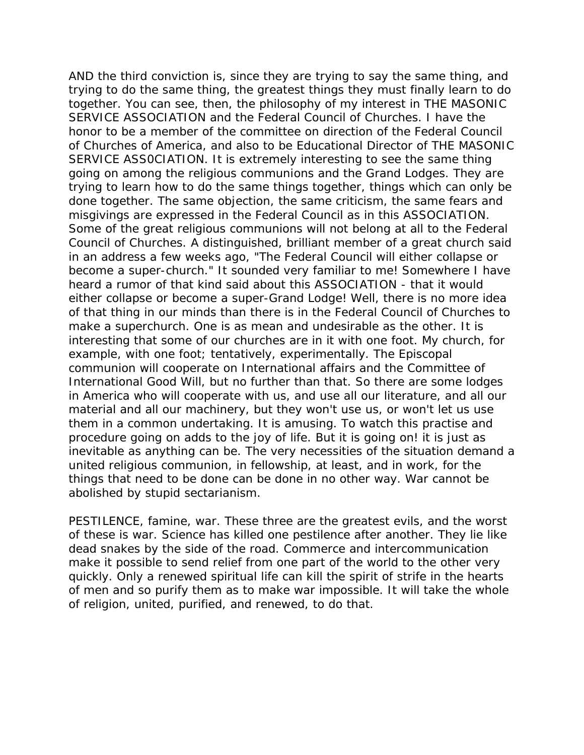AND the third conviction is, since they are trying to say the same thing, and trying to do the same thing, the greatest things they must finally learn to do together. You can see, then, the philosophy of my interest in THE MASONIC SERVICE ASSOCIATION and the Federal Council of Churches. I have the honor to be a member of the committee on direction of the Federal Council of Churches of America, and also to be Educational Director of THE MASONIC SERVICE ASS0CIATION. It is extremely interesting to see the same thing going on among the religious communions and the Grand Lodges. They are trying to learn how to do the same things together, things which can only be done together. The same objection, the same criticism, the same fears and misgivings are expressed in the Federal Council as in this ASSOCIATION. Some of the great religious communions will not belong at all to the Federal Council of Churches. A distinguished, brilliant member of a great church said in an address a few weeks ago, "The Federal Council will either collapse or become a super-church." It sounded very familiar to me! Somewhere I have heard a rumor of that kind said about this ASSOCIATION - that it would either collapse or become a super-Grand Lodge! Well, there is no more idea of that thing in our minds than there is in the Federal Council of Churches to make a superchurch. One is as mean and undesirable as the other. It is interesting that some of our churches are in it with one foot. My church, for example, with one foot; tentatively, experimentally. The Episcopal communion will cooperate on International affairs and the Committee of International Good Will, but no further than that. So there are some lodges in America who will cooperate with us, and use all our literature, and all our material and all our machinery, but they won't use us, or won't let us use them in a common undertaking. It is amusing. To watch this practise and procedure going on adds to the joy of life. But it is going on! it is just as inevitable as anything can be. The very necessities of the situation demand a united religious communion, in fellowship, at least, and in work, for the things that need to be done can be done in no other way. War cannot be abolished by stupid sectarianism.

PESTILENCE, famine, war. These three are the greatest evils, and the worst of these is war. Science has killed one pestilence after another. They lie like dead snakes by the side of the road. Commerce and intercommunication make it possible to send relief from one part of the world to the other very quickly. Only a renewed spiritual life can kill the spirit of strife in the hearts of men and so purify them as to make war impossible. It will take the whole of religion, united, purified, and renewed, to do that.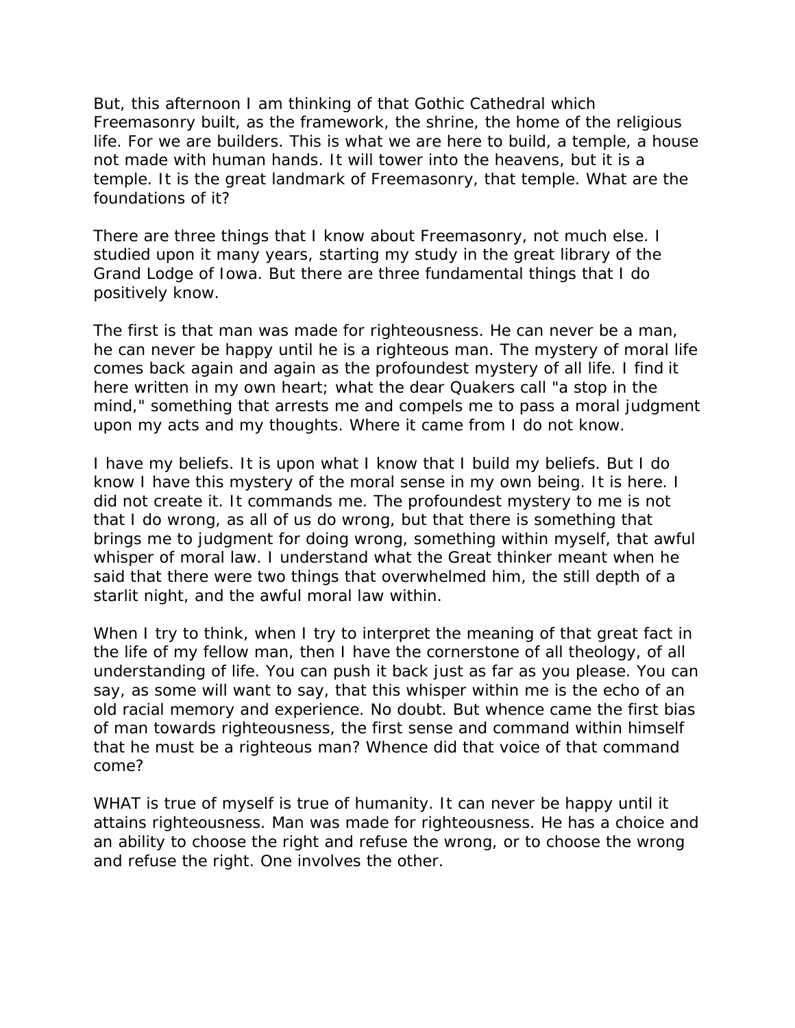But, this afternoon I am thinking of that Gothic Cathedral which Freemasonry built, as the framework, the shrine, the home of the religious life. For we are builders. This is what we are here to build, a temple, a house not made with human hands. It will tower into the heavens, but it is a temple. It is the great landmark of Freemasonry, that temple. What are the foundations of it?

There are three things that I know about Freemasonry, not much else. I studied upon it many years, starting my study in the great library of the Grand Lodge of Iowa. But there are three fundamental things that I do positively know.

The first is that man was made for righteousness. He can never be a man, he can never be happy until he is a righteous man. The mystery of moral life comes back again and again as the profoundest mystery of all life. I find it here written in my own heart; what the dear Quakers call "a stop in the mind," something that arrests me and compels me to pass a moral judgment upon my acts and my thoughts. Where it came from I do not know.

I have my beliefs. It is upon what I know that I build my beliefs. But I do know I have this mystery of the moral sense in my own being. It is here. I did not create it. It commands me. The profoundest mystery to me is not that I do wrong, as all of us do wrong, but that there is something that brings me to judgment for doing wrong, something within myself, that awful whisper of moral law. I understand what the Great thinker meant when he said that there were two things that overwhelmed him, the still depth of a starlit night, and the awful moral law within.

When I try to think, when I try to interpret the meaning of that great fact in the life of my fellow man, then I have the cornerstone of all theology, of all understanding of life. You can push it back just as far as you please. You can say, as some will want to say, that this whisper within me is the echo of an old racial memory and experience. No doubt. But whence came the first bias of man towards righteousness, the first sense and command within himself that he must be a righteous man? Whence did that voice of that command come?

WHAT is true of myself is true of humanity. It can never be happy until it attains righteousness. Man was made for righteousness. He has a choice and an ability to choose the right and refuse the wrong, or to choose the wrong and refuse the right. One involves the other.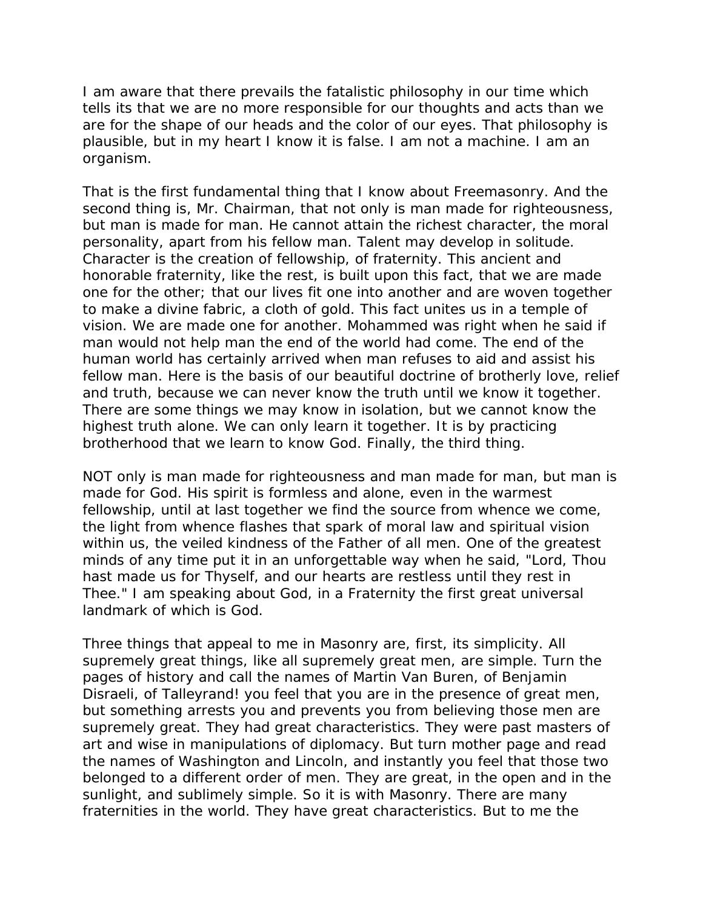I am aware that there prevails the fatalistic philosophy in our time which tells its that we are no more responsible for our thoughts and acts than we are for the shape of our heads and the color of our eyes. That philosophy is plausible, but in my heart I know it is false. I am not a machine. I am an organism.

That is the first fundamental thing that I know about Freemasonry. And the second thing is, Mr. Chairman, that not only is man made for righteousness, but man is made for man. He cannot attain the richest character, the moral personality, apart from his fellow man. Talent may develop in solitude. Character is the creation of fellowship, of fraternity. This ancient and honorable fraternity, like the rest, is built upon this fact, that we are made one for the other; that our lives fit one into another and are woven together to make a divine fabric, a cloth of gold. This fact unites us in a temple of vision. We are made one for another. Mohammed was right when he said if man would not help man the end of the world had come. The end of the human world has certainly arrived when man refuses to aid and assist his fellow man. Here is the basis of our beautiful doctrine of brotherly love, relief and truth, because we can never know the truth until we know it together. There are some things we may know in isolation, but we cannot know the highest truth alone. We can only learn it together. It is by practicing brotherhood that we learn to know God. Finally, the third thing.

NOT only is man made for righteousness and man made for man, but man is made for God. His spirit is formless and alone, even in the warmest fellowship, until at last together we find the source from whence we come, the light from whence flashes that spark of moral law and spiritual vision within us, the veiled kindness of the Father of all men. One of the greatest minds of any time put it in an unforgettable way when he said, "Lord, Thou hast made us for Thyself, and our hearts are restless until they rest in Thee." I am speaking about God, in a Fraternity the first great universal landmark of which is God.

Three things that appeal to me in Masonry are, first, its simplicity. All supremely great things, like all supremely great men, are simple. Turn the pages of history and call the names of Martin Van Buren, of Benjamin Disraeli, of Talleyrand! you feel that you are in the presence of great men, but something arrests you and prevents you from believing those men are supremely great. They had great characteristics. They were past masters of art and wise in manipulations of diplomacy. But turn mother page and read the names of Washington and Lincoln, and instantly you feel that those two belonged to a different order of men. They are great, in the open and in the sunlight, and sublimely simple. So it is with Masonry. There are many fraternities in the world. They have great characteristics. But to me the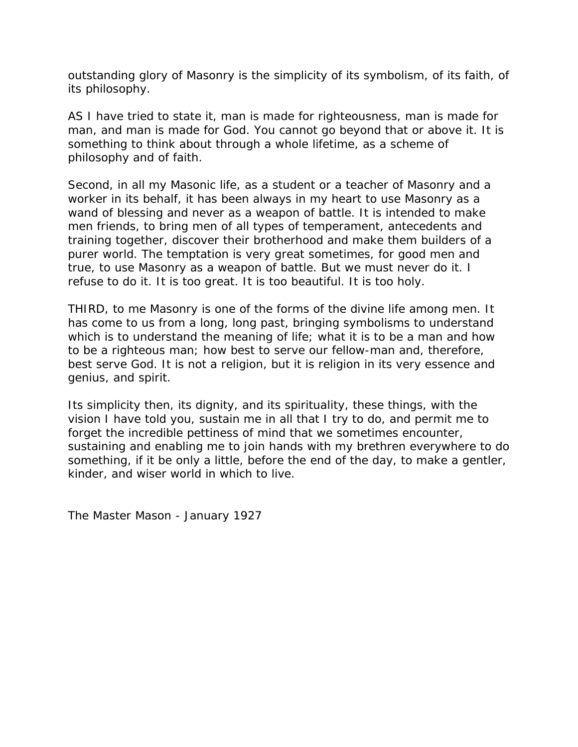outstanding glory of Masonry is the simplicity of its symbolism, of its faith, of its philosophy.

AS I have tried to state it, man is made for righteousness, man is made for man, and man is made for God. You cannot go beyond that or above it. It is something to think about through a whole lifetime, as a scheme of philosophy and of faith.

Second, in all my Masonic life, as a student or a teacher of Masonry and a worker in its behalf, it has been always in my heart to use Masonry as a wand of blessing and never as a weapon of battle. It is intended to make men friends, to bring men of all types of temperament, antecedents and training together, discover their brotherhood and make them builders of a purer world. The temptation is very great sometimes, for good men and true, to use Masonry as a weapon of battle. But we must never do it. I refuse to do it. It is too great. It is too beautiful. It is too holy.

THIRD, to me Masonry is one of the forms of the divine life among men. It has come to us from a long, long past, bringing symbolisms to understand which is to understand the meaning of life; what it is to be a man and how to be a righteous man; how best to serve our fellow-man and, therefore, best serve God. It is not a religion, but it is religion in its very essence and genius, and spirit.

Its simplicity then, its dignity, and its spirituality, these things, with the vision I have told you, sustain me in all that I try to do, and permit me to forget the incredible pettiness of mind that we sometimes encounter, sustaining and enabling me to join hands with my brethren everywhere to do something, if it be only a little, before the end of the day, to make a gentler, kinder, and wiser world in which to live.

The Master Mason - January 1927